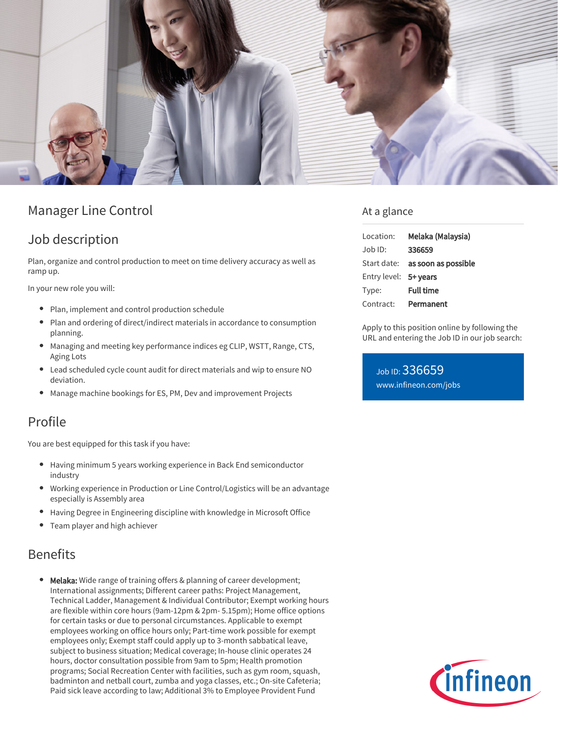# Manager Line Control

## Job description

Plan, organize and control production to meet on time delivery accuracy as well as ramp up.

In your new role you will:

- Plan, implement and control production schedule
- Plan and ordering of direct/indirect materials in accordance to consumption planning.
- Managing and meeting key performance indices eg CLIP, WSTT, Range, CTS, Aging Lots
- Lead scheduled cycle count audit for direct materials and wip to ensure NO deviation.
- Manage machine bookings for ES, PM, Dev and improvement Projects

## Profile

You are best equipped for this task if you have:

- Having minimum 5 years working experience in Back End semiconductor industry
- Working experience in Production or Line Control/Logistics will be an advantage especially is Assembly area
- Having Degree in Engineering discipline with knowledge in Microsoft Office
- Team player and high achiever

## Benefits

- **Melaka:** Wide range of training offers & planning of career development; International assignments; Different career paths: Project Management, Technical Ladder, Management & Individual Contributor; Exempt working hours are flexible within core hours (9am-12pm & 2pm- 5.15pm); Home office options for certain tasks or due to personal circumstances. Applicable to exempt employees working on office hours only; Part-time work possible for exempt employees only; Exempt staff could apply up to 3-month sabbatical leave, subject to business situation; Medical coverage; In-house clinic operates 24 hours, doctor consultation possible from 9am to 5pm; Health promotion programs; Social Recreation Center with facilities, such as gym room, squash, badminton and netball court, zumba and yoga classes, etc.; On-site Cafeteria; Paid sick leave according to law; Additional 3% to Employee Provident Fund

## At a glance

| | |
|---|---|
| Location: | **Melaka (Malaysia)** |
| Job ID: | **336659** |
| Start date: | **as soon as possible** |
| Entry level: | **5+ years** |
| Type: | **Full time** |
| Contract: | **Permanent** |

Apply to this position online by following the URL and entering the Job ID in our job search:

Job ID: 336659
www.infineon.com/jobs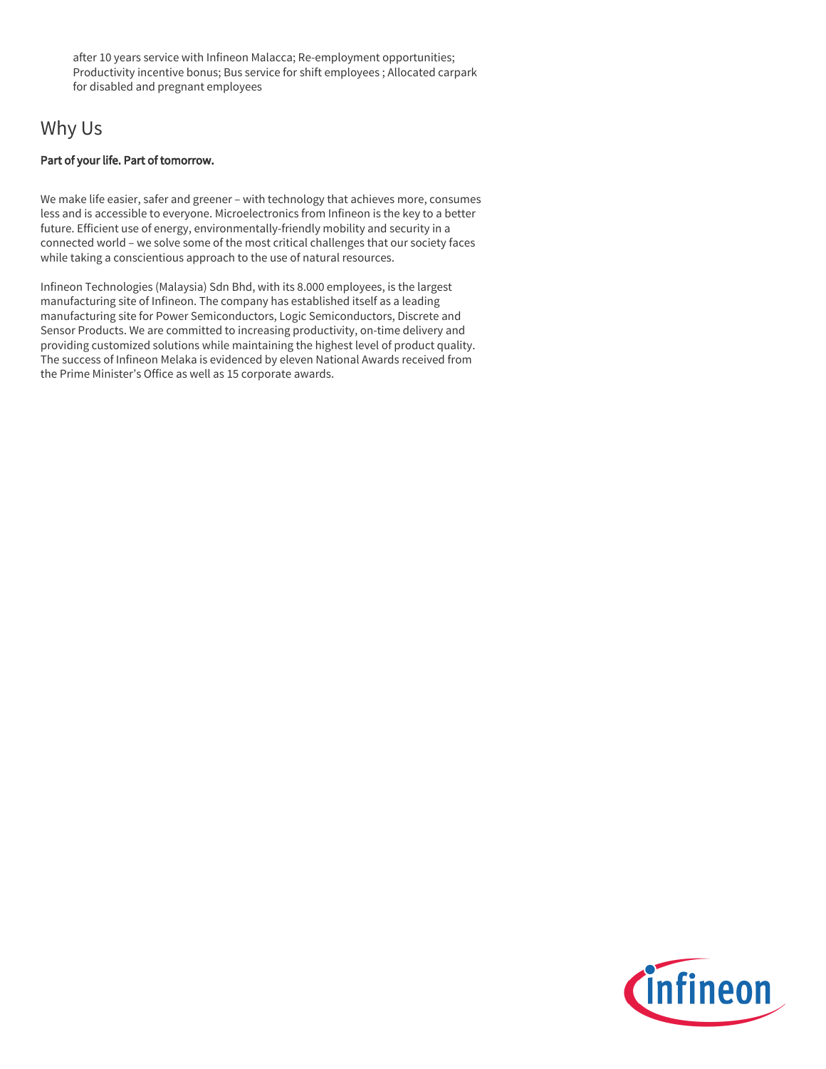after 10 years service with Infineon Malacca; Re-employment opportunities; Productivity incentive bonus; Bus service for shift employees ; Allocated carpark for disabled and pregnant employees

## Why Us

**Part of your life. Part of tomorrow.**

We make life easier, safer and greener – with technology that achieves more, consumes less and is accessible to everyone. Microelectronics from Infineon is the key to a better future. Efficient use of energy, environmentally-friendly mobility and security in a connected world – we solve some of the most critical challenges that our society faces while taking a conscientious approach to the use of natural resources.

Infineon Technologies (Malaysia) Sdn Bhd, with its 8.000 employees, is the largest manufacturing site of Infineon. The company has established itself as a leading manufacturing site for Power Semiconductors, Logic Semiconductors, Discrete and Sensor Products. We are committed to increasing productivity, on-time delivery and providing customized solutions while maintaining the highest level of product quality. The success of Infineon Melaka is evidenced by eleven National Awards received from the Prime Minister's Office as well as 15 corporate awards.